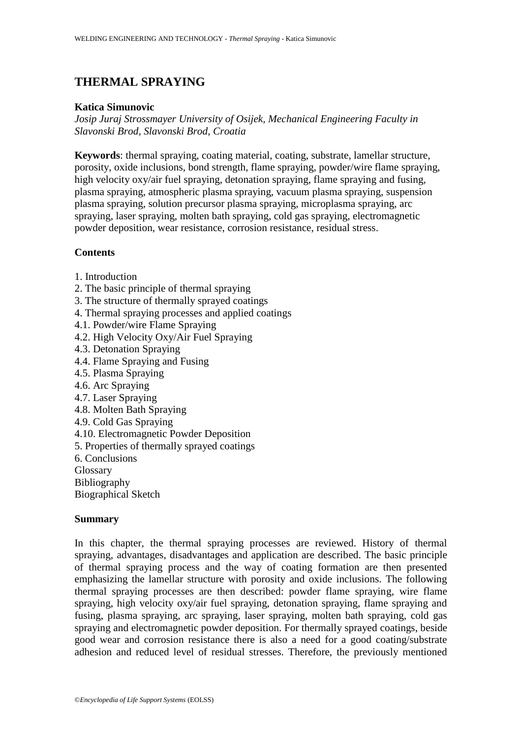# THERMAL SPRAYING

**Katica Simunovic**

*Josip Juraj Strossmayer University of Osijek, Mechanical Engineering Faculty in Slavonski Brod, Slavonski Brod, Croatia*

**Keywords**: thermal spraying, coating material, coating, substrate, lamellar structure, porosity, oxide inclusions, bond strength, flame spraying, powder/wire flame spraying, high velocity oxy/air fuel spraying, detonation spraying, flame spraying and fusing, plasma spraying, atmospheric plasma spraying, vacuum plasma spraying, suspension plasma spraying, solution precursor plasma spraying, microplasma spraying, arc spraying, laser spraying, molten bath spraying, cold gas spraying, electromagnetic powder deposition, wear resistance, corrosion resistance, residual stress.

## Contents

1. Introduction
2. The basic principle of thermal spraying
3. The structure of thermally sprayed coatings
4. Thermal spraying processes and applied coatings
4.1. Powder/wire Flame Spraying
4.2. High Velocity Oxy/Air Fuel Spraying
4.3. Detonation Spraying
4.4. Flame Spraying and Fusing
4.5. Plasma Spraying
4.6. Arc Spraying
4.7. Laser Spraying
4.8. Molten Bath Spraying
4.9. Cold Gas Spraying
4.10. Electromagnetic Powder Deposition
5. Properties of thermally sprayed coatings
6. Conclusions
Glossary
Bibliography
Biographical Sketch

## Summary

In this chapter, the thermal spraying processes are reviewed. History of thermal spraying, advantages, disadvantages and application are described. The basic principle of thermal spraying process and the way of coating formation are then presented emphasizing the lamellar structure with porosity and oxide inclusions. The following thermal spraying processes are then described: powder flame spraying, wire flame spraying, high velocity oxy/air fuel spraying, detonation spraying, flame spraying and fusing, plasma spraying, arc spraying, laser spraying, molten bath spraying, cold gas spraying and electromagnetic powder deposition. For thermally sprayed coatings, beside good wear and corrosion resistance there is also a need for a good coating/substrate adhesion and reduced level of residual stresses. Therefore, the previously mentioned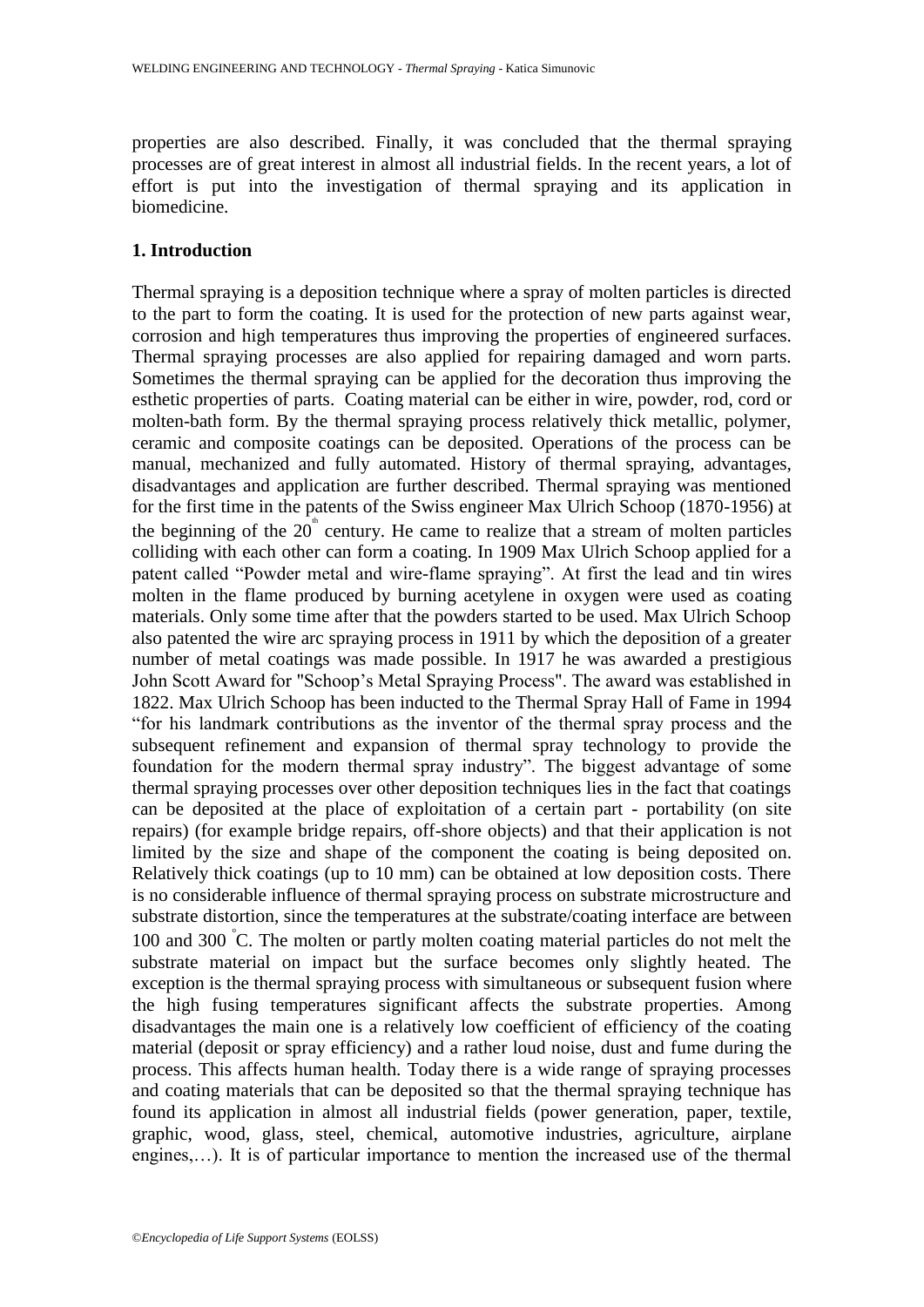properties are also described. Finally, it was concluded that the thermal spraying processes are of great interest in almost all industrial fields. In the recent years, a lot of effort is put into the investigation of thermal spraying and its application in biomedicine.

## 1. Introduction

Thermal spraying is a deposition technique where a spray of molten particles is directed to the part to form the coating. It is used for the protection of new parts against wear, corrosion and high temperatures thus improving the properties of engineered surfaces. Thermal spraying processes are also applied for repairing damaged and worn parts. Sometimes the thermal spraying can be applied for the decoration thus improving the esthetic properties of parts. Coating material can be either in wire, powder, rod, cord or molten-bath form. By the thermal spraying process relatively thick metallic, polymer, ceramic and composite coatings can be deposited. Operations of the process can be manual, mechanized and fully automated. History of thermal spraying, advantages, disadvantages and application are further described. Thermal spraying was mentioned for the first time in the patents of the Swiss engineer Max Ulrich Schoop (1870-1956) at the beginning of the 20$^{th}$ century. He came to realize that a stream of molten particles colliding with each other can form a coating. In 1909 Max Ulrich Schoop applied for a patent called "Powder metal and wire-flame spraying". At first the lead and tin wires molten in the flame produced by burning acetylene in oxygen were used as coating materials. Only some time after that the powders started to be used. Max Ulrich Schoop also patented the wire arc spraying process in 1911 by which the deposition of a greater number of metal coatings was made possible. In 1917 he was awarded a prestigious John Scott Award for "Schoop's Metal Spraying Process". The award was established in 1822. Max Ulrich Schoop has been inducted to the Thermal Spray Hall of Fame in 1994 "for his landmark contributions as the inventor of the thermal spray process and the subsequent refinement and expansion of thermal spray technology to provide the foundation for the modern thermal spray industry". The biggest advantage of some thermal spraying processes over other deposition techniques lies in the fact that coatings can be deposited at the place of exploitation of a certain part - portability (on site repairs) (for example bridge repairs, off-shore objects) and that their application is not limited by the size and shape of the component the coating is being deposited on. Relatively thick coatings (up to 10 mm) can be obtained at low deposition costs. There is no considerable influence of thermal spraying process on substrate microstructure and substrate distortion, since the temperatures at the substrate/coating interface are between 100 and 300 °C. The molten or partly molten coating material particles do not melt the substrate material on impact but the surface becomes only slightly heated. The exception is the thermal spraying process with simultaneous or subsequent fusion where the high fusing temperatures significant affects the substrate properties. Among disadvantages the main one is a relatively low coefficient of efficiency of the coating material (deposit or spray efficiency) and a rather loud noise, dust and fume during the process. This affects human health. Today there is a wide range of spraying processes and coating materials that can be deposited so that the thermal spraying technique has found its application in almost all industrial fields (power generation, paper, textile, graphic, wood, glass, steel, chemical, automotive industries, agriculture, airplane engines,…). It is of particular importance to mention the increased use of the thermal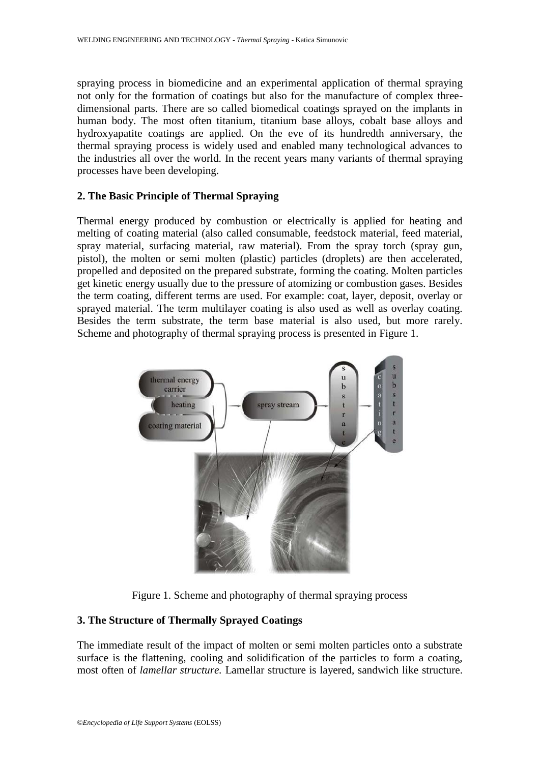spraying process in biomedicine and an experimental application of thermal spraying not only for the formation of coatings but also for the manufacture of complex three-dimensional parts. There are so called biomedical coatings sprayed on the implants in human body. The most often titanium, titanium base alloys, cobalt base alloys and hydroxyapatite coatings are applied. On the eve of its hundredth anniversary, the thermal spraying process is widely used and enabled many technological advances to the industries all over the world. In the recent years many variants of thermal spraying processes have been developing.

## 2. The Basic Principle of Thermal Spraying

Thermal energy produced by combustion or electrically is applied for heating and melting of coating material (also called consumable, feedstock material, feed material, spray material, surfacing material, raw material). From the spray torch (spray gun, pistol), the molten or semi molten (plastic) particles (droplets) are then accelerated, propelled and deposited on the prepared substrate, forming the coating. Molten particles get kinetic energy usually due to the pressure of atomizing or combustion gases. Besides the term coating, different terms are used. For example: coat, layer, deposit, overlay or sprayed material. The term multilayer coating is also used as well as overlay coating. Besides the term substrate, the term base material is also used, but more rarely. Scheme and photography of thermal spraying process is presented in Figure 1.

Figure 1. Scheme and photography of thermal spraying process

## 3. The Structure of Thermally Sprayed Coatings

The immediate result of the impact of molten or semi molten particles onto a substrate surface is the flattening, cooling and solidification of the particles to form a coating, most often of *lamellar structure.* Lamellar structure is layered, sandwich like structure.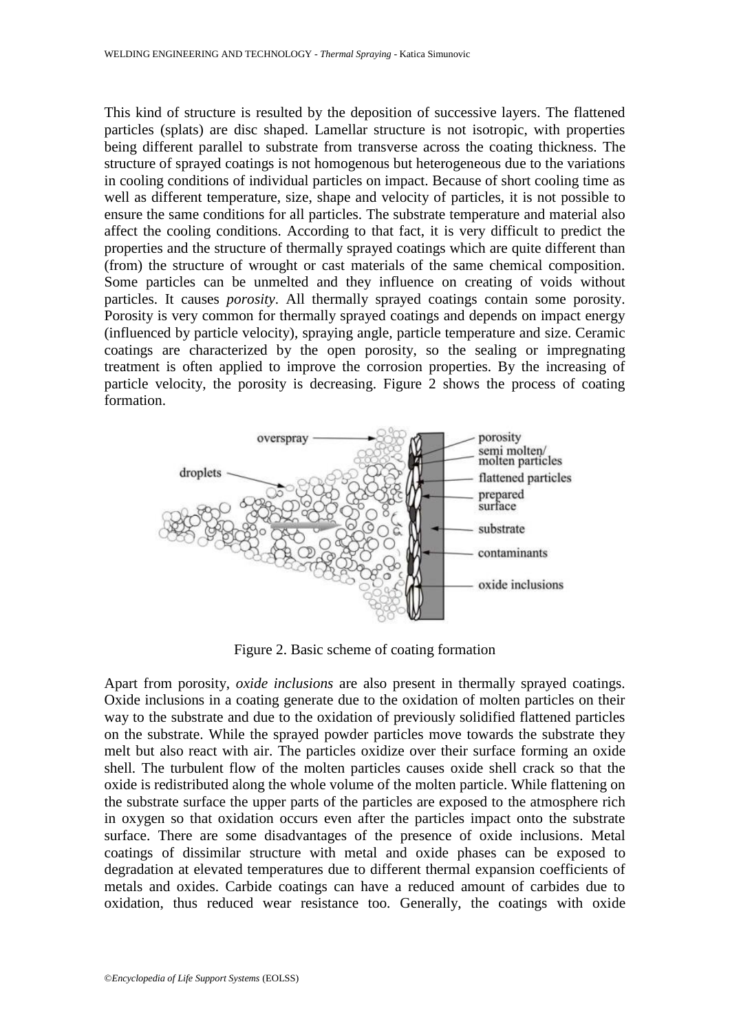This kind of structure is resulted by the deposition of successive layers. The flattened particles (splats) are disc shaped. Lamellar structure is not isotropic, with properties being different parallel to substrate from transverse across the coating thickness. The structure of sprayed coatings is not homogenous but heterogeneous due to the variations in cooling conditions of individual particles on impact. Because of short cooling time as well as different temperature, size, shape and velocity of particles, it is not possible to ensure the same conditions for all particles. The substrate temperature and material also affect the cooling conditions. According to that fact, it is very difficult to predict the properties and the structure of thermally sprayed coatings which are quite different than (from) the structure of wrought or cast materials of the same chemical composition. Some particles can be unmelted and they influence on creating of voids without particles. It causes *porosity*. All thermally sprayed coatings contain some porosity. Porosity is very common for thermally sprayed coatings and depends on impact energy (influenced by particle velocity), spraying angle, particle temperature and size. Ceramic coatings are characterized by the open porosity, so the sealing or impregnating treatment is often applied to improve the corrosion properties. By the increasing of particle velocity, the porosity is decreasing. Figure 2 shows the process of coating formation.

Figure 2. Basic scheme of coating formation

Apart from porosity, *oxide inclusions* are also present in thermally sprayed coatings. Oxide inclusions in a coating generate due to the oxidation of molten particles on their way to the substrate and due to the oxidation of previously solidified flattened particles on the substrate. While the sprayed powder particles move towards the substrate they melt but also react with air. The particles oxidize over their surface forming an oxide shell. The turbulent flow of the molten particles causes oxide shell crack so that the oxide is redistributed along the whole volume of the molten particle. While flattening on the substrate surface the upper parts of the particles are exposed to the atmosphere rich in oxygen so that oxidation occurs even after the particles impact onto the substrate surface. There are some disadvantages of the presence of oxide inclusions. Metal coatings of dissimilar structure with metal and oxide phases can be exposed to degradation at elevated temperatures due to different thermal expansion coefficients of metals and oxides. Carbide coatings can have a reduced amount of carbides due to oxidation, thus reduced wear resistance too. Generally, the coatings with oxide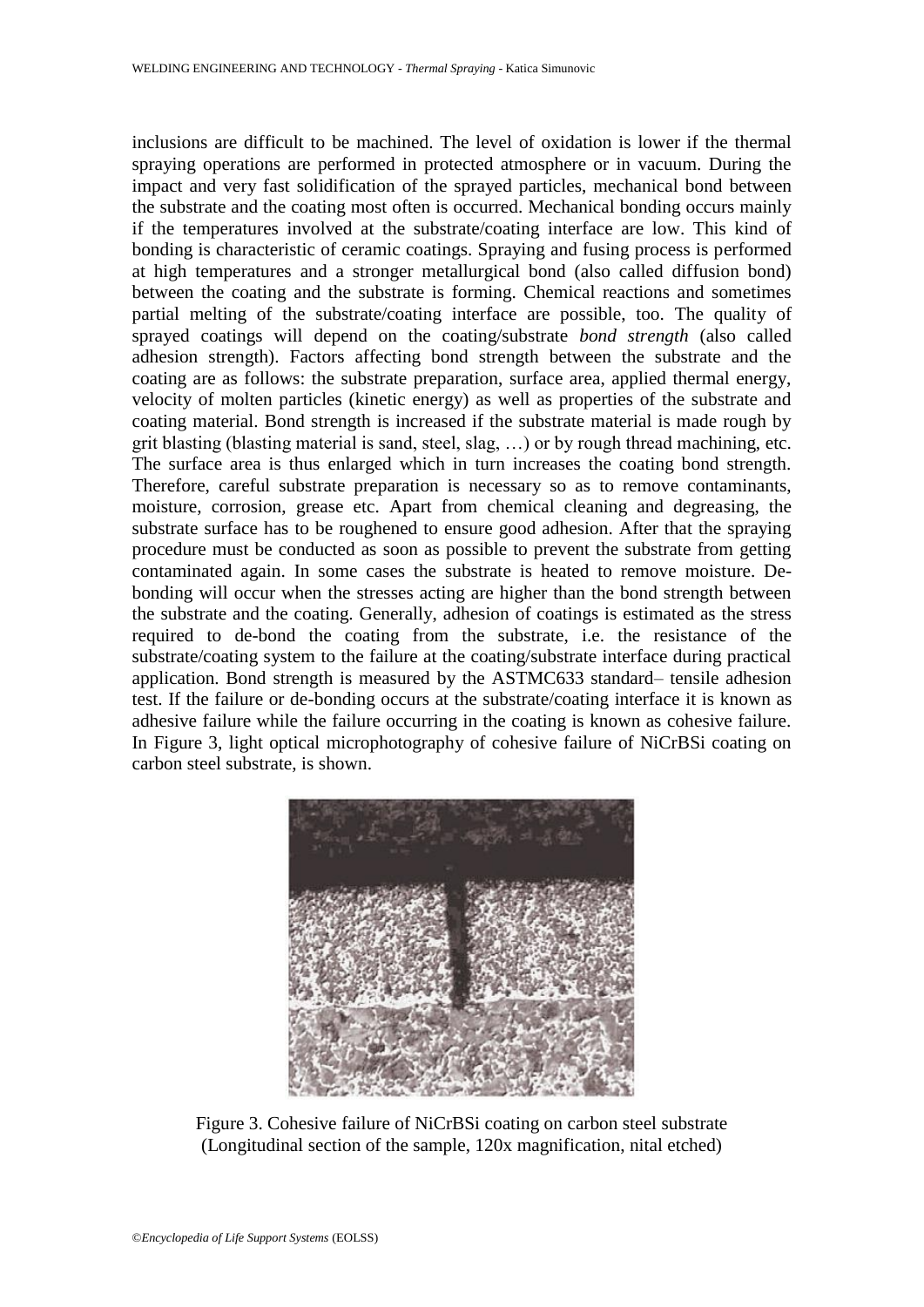inclusions are difficult to be machined. The level of oxidation is lower if the thermal spraying operations are performed in protected atmosphere or in vacuum. During the impact and very fast solidification of the sprayed particles, mechanical bond between the substrate and the coating most often is occurred. Mechanical bonding occurs mainly if the temperatures involved at the substrate/coating interface are low. This kind of bonding is characteristic of ceramic coatings. Spraying and fusing process is performed at high temperatures and a stronger metallurgical bond (also called diffusion bond) between the coating and the substrate is forming. Chemical reactions and sometimes partial melting of the substrate/coating interface are possible, too. The quality of sprayed coatings will depend on the coating/substrate *bond strength* (also called adhesion strength). Factors affecting bond strength between the substrate and the coating are as follows: the substrate preparation, surface area, applied thermal energy, velocity of molten particles (kinetic energy) as well as properties of the substrate and coating material. Bond strength is increased if the substrate material is made rough by grit blasting (blasting material is sand, steel, slag, …) or by rough thread machining, etc. The surface area is thus enlarged which in turn increases the coating bond strength. Therefore, careful substrate preparation is necessary so as to remove contaminants, moisture, corrosion, grease etc. Apart from chemical cleaning and degreasing, the substrate surface has to be roughened to ensure good adhesion. After that the spraying procedure must be conducted as soon as possible to prevent the substrate from getting contaminated again. In some cases the substrate is heated to remove moisture. De-bonding will occur when the stresses acting are higher than the bond strength between the substrate and the coating. Generally, adhesion of coatings is estimated as the stress required to de-bond the coating from the substrate, i.e. the resistance of the substrate/coating system to the failure at the coating/substrate interface during practical application. Bond strength is measured by the ASTMC633 standard– tensile adhesion test. If the failure or de-bonding occurs at the substrate/coating interface it is known as adhesive failure while the failure occurring in the coating is known as cohesive failure. In Figure 3, light optical microphotography of cohesive failure of NiCrBSi coating on carbon steel substrate, is shown.

Figure 3. Cohesive failure of NiCrBSi coating on carbon steel substrate (Longitudinal section of the sample, 120x magnification, nital etched)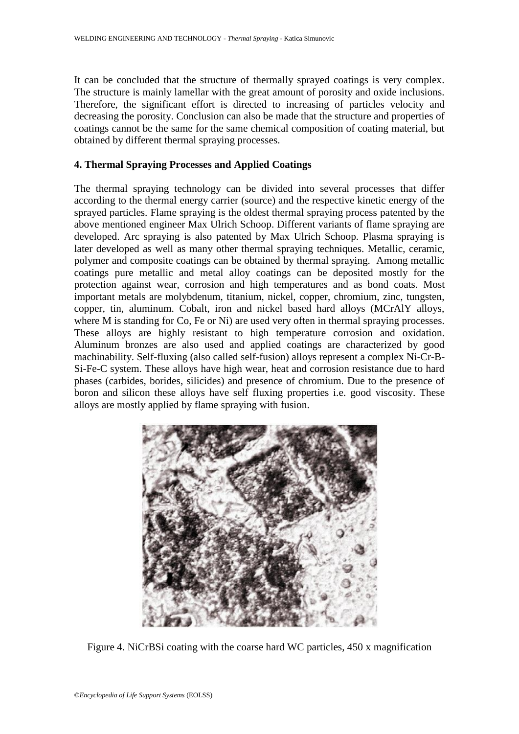It can be concluded that the structure of thermally sprayed coatings is very complex. The structure is mainly lamellar with the great amount of porosity and oxide inclusions. Therefore, the significant effort is directed to increasing of particles velocity and decreasing the porosity. Conclusion can also be made that the structure and properties of coatings cannot be the same for the same chemical composition of coating material, but obtained by different thermal spraying processes.

## 4. Thermal Spraying Processes and Applied Coatings

The thermal spraying technology can be divided into several processes that differ according to the thermal energy carrier (source) and the respective kinetic energy of the sprayed particles. Flame spraying is the oldest thermal spraying process patented by the above mentioned engineer Max Ulrich Schoop. Different variants of flame spraying are developed. Arc spraying is also patented by Max Ulrich Schoop. Plasma spraying is later developed as well as many other thermal spraying techniques. Metallic, ceramic, polymer and composite coatings can be obtained by thermal spraying. Among metallic coatings pure metallic and metal alloy coatings can be deposited mostly for the protection against wear, corrosion and high temperatures and as bond coats. Most important metals are molybdenum, titanium, nickel, copper, chromium, zinc, tungsten, copper, tin, aluminum. Cobalt, iron and nickel based hard alloys (MCrAlY alloys, where M is standing for Co, Fe or Ni) are used very often in thermal spraying processes. These alloys are highly resistant to high temperature corrosion and oxidation. Aluminum bronzes are also used and applied coatings are characterized by good machinability. Self-fluxing (also called self-fusion) alloys represent a complex Ni-Cr-B-Si-Fe-C system. These alloys have high wear, heat and corrosion resistance due to hard phases (carbides, borides, silicides) and presence of chromium. Due to the presence of boron and silicon these alloys have self fluxing properties i.e. good viscosity. These alloys are mostly applied by flame spraying with fusion.

Figure 4. NiCrBSi coating with the coarse hard WC particles, 450 x magnification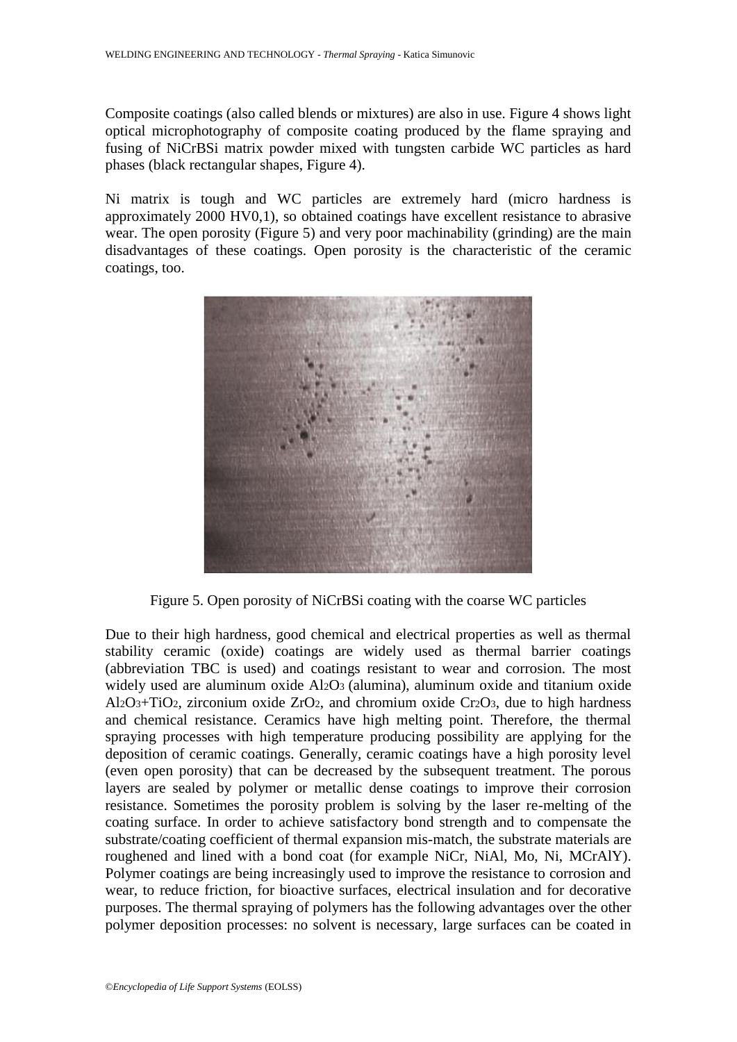Composite coatings (also called blends or mixtures) are also in use. Figure 4 shows light optical microphotography of composite coating produced by the flame spraying and fusing of NiCrBSi matrix powder mixed with tungsten carbide WC particles as hard phases (black rectangular shapes, Figure 4).

Ni matrix is tough and WC particles are extremely hard (micro hardness is approximately 2000 HV0,1), so obtained coatings have excellent resistance to abrasive wear. The open porosity (Figure 5) and very poor machinability (grinding) are the main disadvantages of these coatings. Open porosity is the characteristic of the ceramic coatings, too.

Figure 5. Open porosity of NiCrBSi coating with the coarse WC particles

Due to their high hardness, good chemical and electrical properties as well as thermal stability ceramic (oxide) coatings are widely used as thermal barrier coatings (abbreviation TBC is used) and coatings resistant to wear and corrosion. The most widely used are aluminum oxide $Al_2O_3$ (alumina), aluminum oxide and titanium oxide $Al_2O_3+TiO_2$, zirconium oxide $ZrO_2$, and chromium oxide $Cr_2O_3$, due to high hardness and chemical resistance. Ceramics have high melting point. Therefore, the thermal spraying processes with high temperature producing possibility are applying for the deposition of ceramic coatings. Generally, ceramic coatings have a high porosity level (even open porosity) that can be decreased by the subsequent treatment. The porous layers are sealed by polymer or metallic dense coatings to improve their corrosion resistance. Sometimes the porosity problem is solving by the laser re-melting of the coating surface. In order to achieve satisfactory bond strength and to compensate the substrate/coating coefficient of thermal expansion mis-match, the substrate materials are roughened and lined with a bond coat (for example NiCr, NiAl, Mo, Ni, MCrAlY). Polymer coatings are being increasingly used to improve the resistance to corrosion and wear, to reduce friction, for bioactive surfaces, electrical insulation and for decorative purposes. The thermal spraying of polymers has the following advantages over the other polymer deposition processes: no solvent is necessary, large surfaces can be coated in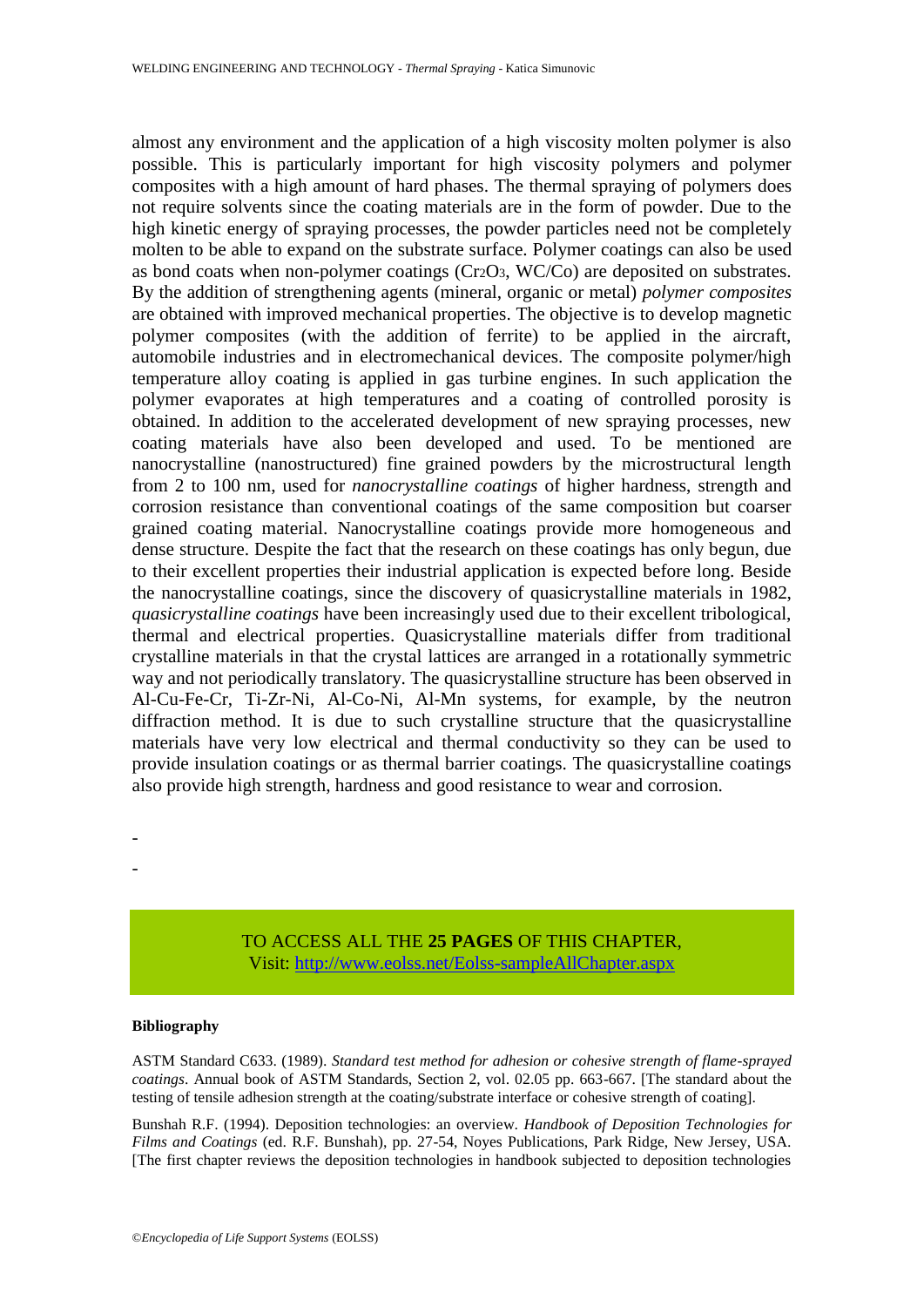almost any environment and the application of a high viscosity molten polymer is also possible. This is particularly important for high viscosity polymers and polymer composites with a high amount of hard phases. The thermal spraying of polymers does not require solvents since the coating materials are in the form of powder. Due to the high kinetic energy of spraying processes, the powder particles need not be completely molten to be able to expand on the substrate surface. Polymer coatings can also be used as bond coats when non-polymer coatings ($Cr_2O_3$, WC/Co) are deposited on substrates. By the addition of strengthening agents (mineral, organic or metal) *polymer composites* are obtained with improved mechanical properties. The objective is to develop magnetic polymer composites (with the addition of ferrite) to be applied in the aircraft, automobile industries and in electromechanical devices. The composite polymer/high temperature alloy coating is applied in gas turbine engines. In such application the polymer evaporates at high temperatures and a coating of controlled porosity is obtained. In addition to the accelerated development of new spraying processes, new coating materials have also been developed and used. To be mentioned are nanocrystalline (nanostructured) fine grained powders by the microstructural length from 2 to 100 nm, used for *nanocrystalline coatings* of higher hardness, strength and corrosion resistance than conventional coatings of the same composition but coarser grained coating material. Nanocrystalline coatings provide more homogeneous and dense structure. Despite the fact that the research on these coatings has only begun, due to their excellent properties their industrial application is expected before long. Beside the nanocrystalline coatings, since the discovery of quasicrystalline materials in 1982, *quasicrystalline coatings* have been increasingly used due to their excellent tribological, thermal and electrical properties. Quasicrystalline materials differ from traditional crystalline materials in that the crystal lattices are arranged in a rotationally symmetric way and not periodically translatory. The quasicrystalline structure has been observed in Al-Cu-Fe-Cr, Ti-Zr-Ni, Al-Co-Ni, Al-Mn systems, for example, by the neutron diffraction method. It is due to such crystalline structure that the quasicrystalline materials have very low electrical and thermal conductivity so they can be used to provide insulation coatings or as thermal barrier coatings. The quasicrystalline coatings also provide high strength, hardness and good resistance to wear and corrosion.

-

-

TO ACCESS ALL THE **25 PAGES** OF THIS CHAPTER,
Visit: http://www.eolss.net/Eolss-sampleAllChapter.aspx

**Bibliography**

ASTM Standard C633. (1989). *Standard test method for adhesion or cohesive strength of flame-sprayed coatings*. Annual book of ASTM Standards, Section 2, vol. 02.05 pp. 663-667. [The standard about the testing of tensile adhesion strength at the coating/substrate interface or cohesive strength of coating].

Bunshah R.F. (1994). Deposition technologies: an overview. *Handbook of Deposition Technologies for Films and Coatings* (ed. R.F. Bunshah), pp. 27-54, Noyes Publications, Park Ridge, New Jersey, USA. [The first chapter reviews the deposition technologies in handbook subjected to deposition technologies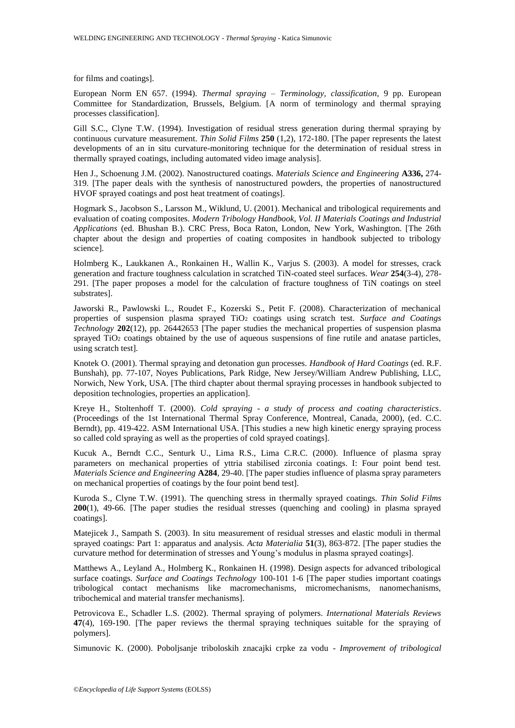for films and coatings].

European Norm EN 657. (1994). *Thermal spraying – Terminology, classification*, 9 pp. European Committee for Standardization, Brussels, Belgium. [A norm of terminology and thermal spraying processes classification].

Gill S.C., Clyne T.W. (1994). Investigation of residual stress generation during thermal spraying by continuous curvature measurement. *Thin Solid Films* **250** (1,2), 172-180. [The paper represents the latest developments of an in situ curvature-monitoring technique for the determination of residual stress in thermally sprayed coatings, including automated video image analysis].

Hen J., Schoenung J.M. (2002). Nanostructured coatings. *Materials Science and Engineering* **A336,** 274-319. [The paper deals with the synthesis of nanostructured powders, the properties of nanostructured HVOF sprayed coatings and post heat treatment of coatings].

Hogmark S., Jacobson S., Larsson M., Wiklund, U. (2001). Mechanical and tribological requirements and evaluation of coating composites. *Modern Tribology Handbook, Vol. II Materials Coatings and Industrial Applications* (ed. Bhushan B.). CRC Press, Boca Raton, London, New York, Washington. [The 26th chapter about the design and properties of coating composites in handbook subjected to tribology science].

Holmberg K., Laukkanen A., Ronkainen H., Wallin K., Varjus S. (2003). A model for stresses, crack generation and fracture toughness calculation in scratched TiN-coated steel surfaces. *Wear* **254**(3-4), 278-291. [The paper proposes a model for the calculation of fracture toughness of TiN coatings on steel substrates].

Jaworski R., Pawlowski L., Roudet F., Kozerski S., Petit F. (2008). Characterization of mechanical properties of suspension plasma sprayed $TiO_2$ coatings using scratch test. *Surface and Coatings Technology* **202**(12), pp. 26442653 [The paper studies the mechanical properties of suspension plasma sprayed $TiO_2$ coatings obtained by the use of aqueous suspensions of fine rutile and anatase particles, using scratch test].

Knotek O. (2001). Thermal spraying and detonation gun processes. *Handbook of Hard Coatings* (ed. R.F. Bunshah), pp. 77-107, Noyes Publications, Park Ridge, New Jersey/William Andrew Publishing, LLC, Norwich, New York, USA. [The third chapter about thermal spraying processes in handbook subjected to deposition technologies, properties an application].

Kreye H., Stoltenhoff T. (2000). *Cold spraying - a study of process and coating characteristics*. (Proceedings of the 1st International Thermal Spray Conference, Montreal, Canada, 2000), (ed. C.C. Berndt), pp. 419-422. ASM International USA. [This studies a new high kinetic energy spraying process so called cold spraying as well as the properties of cold sprayed coatings].

Kucuk A., Berndt C.C., Senturk U., Lima R.S., Lima C.R.C. (2000). Influence of plasma spray parameters on mechanical properties of yttria stabilised zirconia coatings. I: Four point bend test. *Materials Science and Engineering* **A284**, 29-40. [The paper studies influence of plasma spray parameters on mechanical properties of coatings by the four point bend test].

Kuroda S., Clyne T.W. (1991). The quenching stress in thermally sprayed coatings. *Thin Solid Films* **200**(1), 49-66. [The paper studies the residual stresses (quenching and cooling) in plasma sprayed coatings].

Matejicek J., Sampath S. (2003). In situ measurement of residual stresses and elastic moduli in thermal sprayed coatings: Part 1: apparatus and analysis. *Acta Materialia* **51**(3), 863-872. [The paper studies the curvature method for determination of stresses and Young's modulus in plasma sprayed coatings].

Matthews A., Leyland A., Holmberg K., Ronkainen H. (1998). Design aspects for advanced tribological surface coatings. *Surface and Coatings Technology* 100-101 1-6 [The paper studies important coatings tribological contact mechanisms like macromechanisms, micromechanisms, nanomechanisms, tribochemical and material transfer mechanisms].

Petrovicova E., Schadler L.S. (2002). Thermal spraying of polymers. *International Materials Reviews* **47**(4), 169-190. [The paper reviews the thermal spraying techniques suitable for the spraying of polymers].

Simunovic K. (2000). Poboljsanje triboloskih znacajki crpke za vodu - *Improvement of tribological*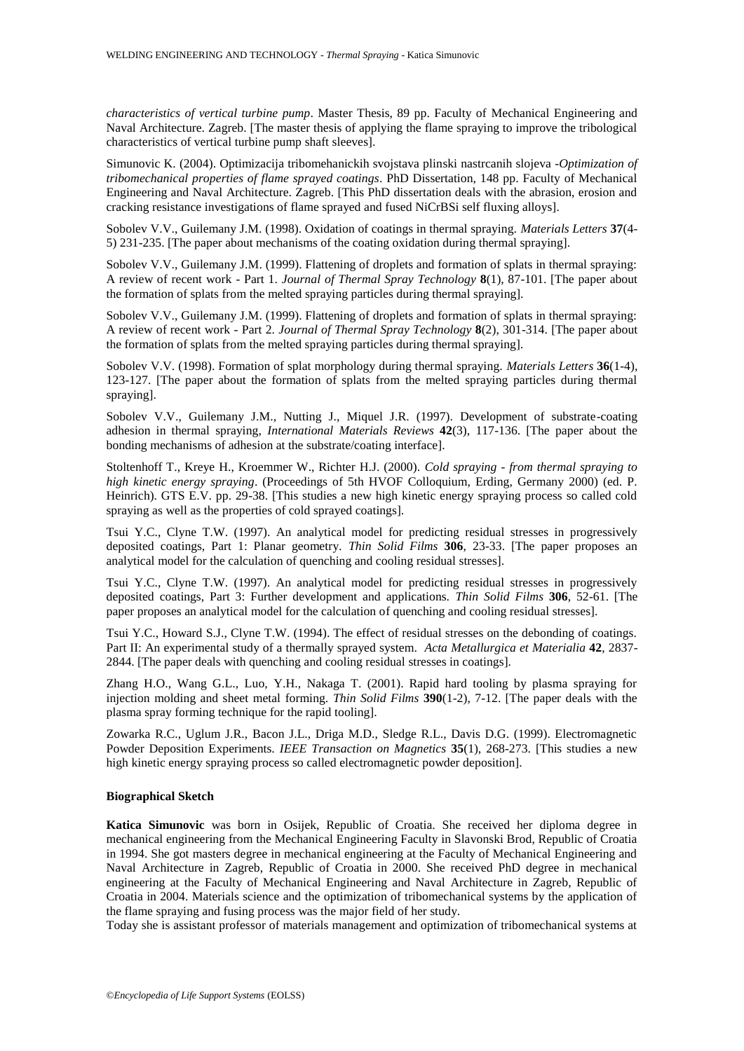*characteristics of vertical turbine pump*. Master Thesis, 89 pp. Faculty of Mechanical Engineering and Naval Architecture. Zagreb. [The master thesis of applying the flame spraying to improve the tribological characteristics of vertical turbine pump shaft sleeves].

Simunovic K. (2004). Optimizacija tribomehanickih svojstava plinski nastrcanih slojeva -*Optimization of tribomechanical properties of flame sprayed coatings*. PhD Dissertation, 148 pp. Faculty of Mechanical Engineering and Naval Architecture. Zagreb. [This PhD dissertation deals with the abrasion, erosion and cracking resistance investigations of flame sprayed and fused NiCrBSi self fluxing alloys].

Sobolev V.V., Guilemany J.M. (1998). Oxidation of coatings in thermal spraying. *Materials Letters* **37**(4-5) 231-235. [The paper about mechanisms of the coating oxidation during thermal spraying].

Sobolev V.V., Guilemany J.M. (1999). Flattening of droplets and formation of splats in thermal spraying: A review of recent work - Part 1. *Journal of Thermal Spray Technology* **8**(1), 87-101. [The paper about the formation of splats from the melted spraying particles during thermal spraying].

Sobolev V.V., Guilemany J.M. (1999). Flattening of droplets and formation of splats in thermal spraying: A review of recent work - Part 2. *Journal of Thermal Spray Technology* **8**(2), 301-314. [The paper about the formation of splats from the melted spraying particles during thermal spraying].

Sobolev V.V. (1998). Formation of splat morphology during thermal spraying. *Materials Letters* **36**(1-4), 123-127. [The paper about the formation of splats from the melted spraying particles during thermal spraying].

Sobolev V.V., Guilemany J.M., Nutting J., Miquel J.R. (1997). Development of substrate-coating adhesion in thermal spraying, *International Materials Reviews* **42**(3), 117-136. [The paper about the bonding mechanisms of adhesion at the substrate/coating interface].

Stoltenhoff T., Kreye H., Kroemmer W., Richter H.J. (2000). *Cold spraying - from thermal spraying to high kinetic energy spraying*. (Proceedings of 5th HVOF Colloquium, Erding, Germany 2000) (ed. P. Heinrich). GTS E.V. pp. 29-38. [This studies a new high kinetic energy spraying process so called cold spraying as well as the properties of cold sprayed coatings].

Tsui Y.C., Clyne T.W. (1997). An analytical model for predicting residual stresses in progressively deposited coatings, Part 1: Planar geometry. *Thin Solid Films* **306**, 23-33. [The paper proposes an analytical model for the calculation of quenching and cooling residual stresses].

Tsui Y.C., Clyne T.W. (1997). An analytical model for predicting residual stresses in progressively deposited coatings, Part 3: Further development and applications. *Thin Solid Films* **306**, 52-61. [The paper proposes an analytical model for the calculation of quenching and cooling residual stresses].

Tsui Y.C., Howard S.J., Clyne T.W. (1994). The effect of residual stresses on the debonding of coatings. Part II: An experimental study of a thermally sprayed system. *Acta Metallurgica et Materialia* **42**, 2837-2844. [The paper deals with quenching and cooling residual stresses in coatings].

Zhang H.O., Wang G.L., Luo, Y.H., Nakaga T. (2001). Rapid hard tooling by plasma spraying for injection molding and sheet metal forming. *Thin Solid Films* **390**(1-2), 7-12. [The paper deals with the plasma spray forming technique for the rapid tooling].

Zowarka R.C., Uglum J.R., Bacon J.L., Driga M.D., Sledge R.L., Davis D.G. (1999). Electromagnetic Powder Deposition Experiments. *IEEE Transaction on Magnetics* **35**(1), 268-273. [This studies a new high kinetic energy spraying process so called electromagnetic powder deposition].

**Biographical Sketch**

**Katica Simunovic** was born in Osijek, Republic of Croatia. She received her diploma degree in mechanical engineering from the Mechanical Engineering Faculty in Slavonski Brod, Republic of Croatia in 1994. She got masters degree in mechanical engineering at the Faculty of Mechanical Engineering and Naval Architecture in Zagreb, Republic of Croatia in 2000. She received PhD degree in mechanical engineering at the Faculty of Mechanical Engineering and Naval Architecture in Zagreb, Republic of Croatia in 2004. Materials science and the optimization of tribomechanical systems by the application of the flame spraying and fusing process was the major field of her study.

Today she is assistant professor of materials management and optimization of tribomechanical systems at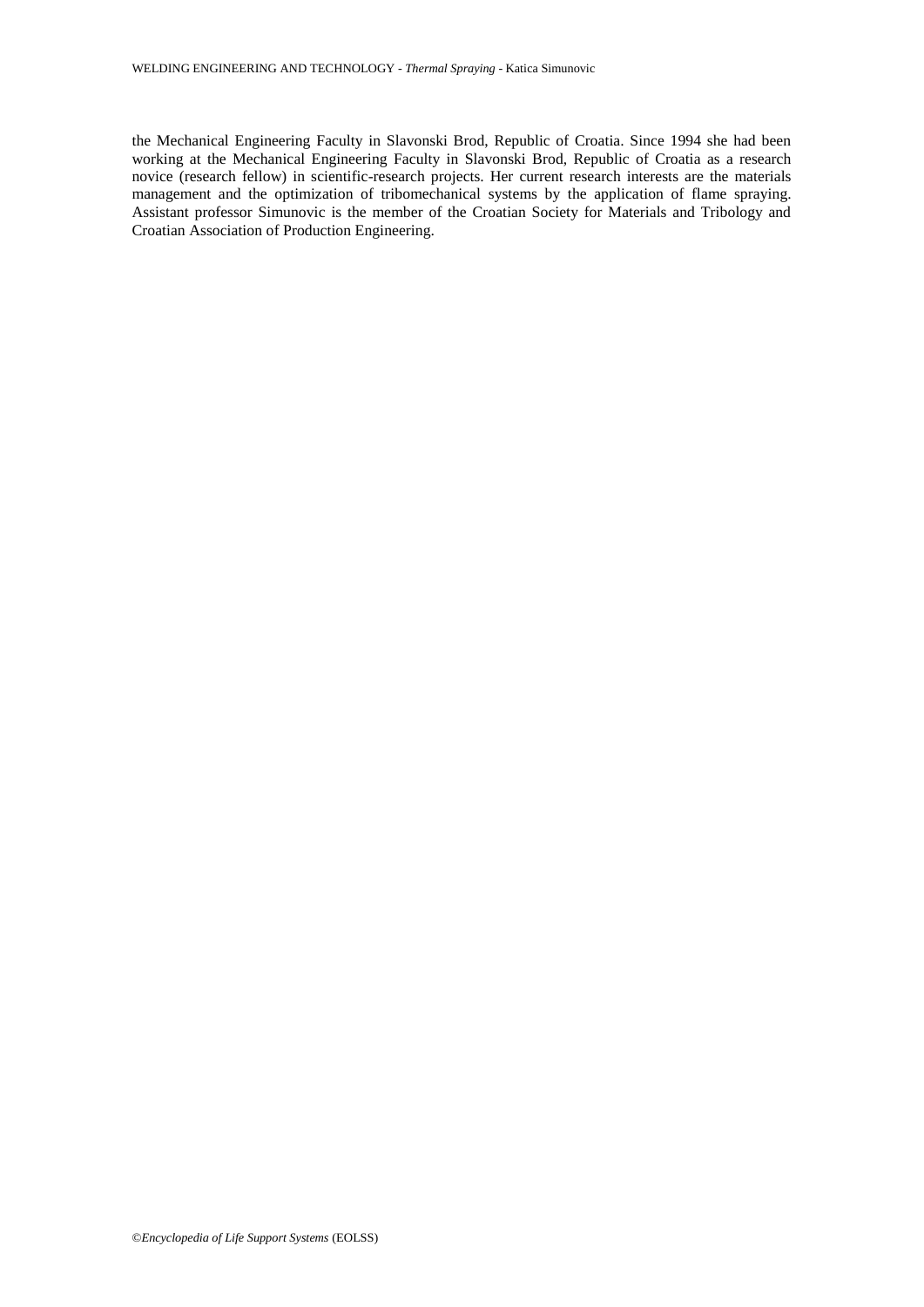the Mechanical Engineering Faculty in Slavonski Brod, Republic of Croatia. Since 1994 she had been working at the Mechanical Engineering Faculty in Slavonski Brod, Republic of Croatia as a research novice (research fellow) in scientific-research projects. Her current research interests are the materials management and the optimization of tribomechanical systems by the application of flame spraying. Assistant professor Simunovic is the member of the Croatian Society for Materials and Tribology and Croatian Association of Production Engineering.